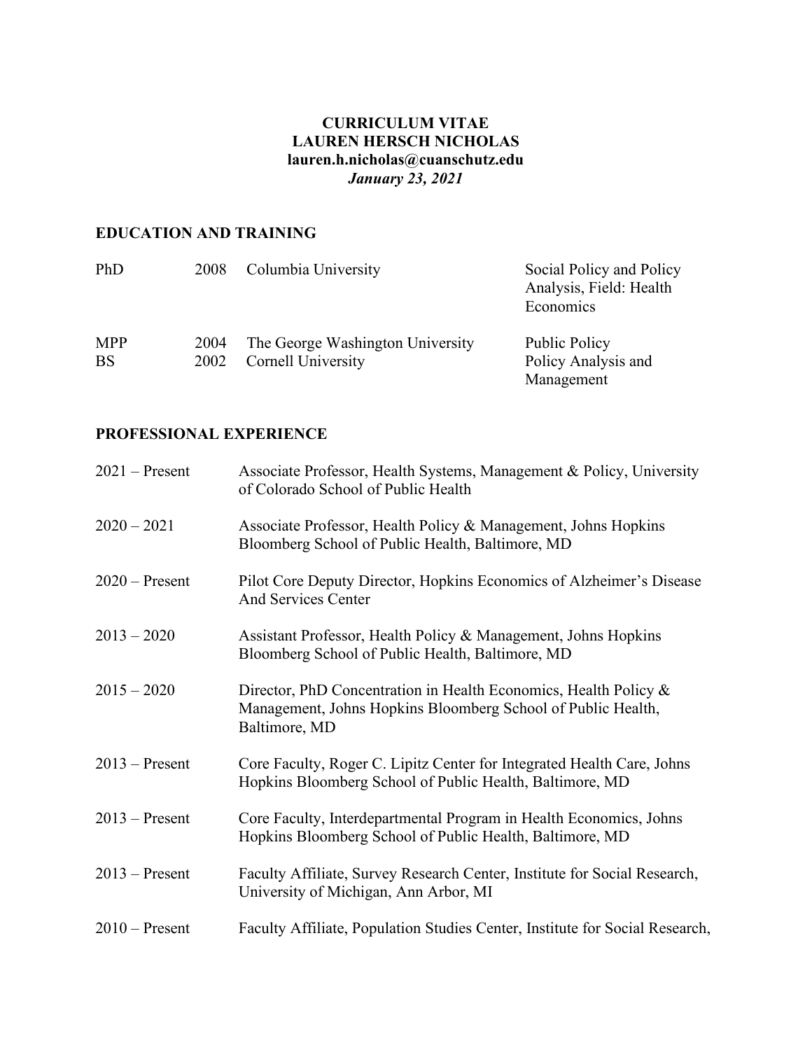**CURRICULUM VITAE**
**LAUREN HERSCH NICHOLAS**
**lauren.h.nicholas@cuanschutz.edu**
***January 23, 2021***

## EDUCATION AND TRAINING

| | | | |
|---|---|---|---|
| PhD | 2008 | Columbia University | Social Policy and Policy Analysis, Field: Health Economics |
| MPP | 2004 | The George Washington University | Public Policy |
| BS | 2002 | Cornell University | Policy Analysis and Management |

## PROFESSIONAL EXPERIENCE

| | |
|---|---|
| 2021 – Present | Associate Professor, Health Systems, Management & Policy, University of Colorado School of Public Health |
| 2020 – 2021 | Associate Professor, Health Policy & Management, Johns Hopkins Bloomberg School of Public Health, Baltimore, MD |
| 2020 – Present | Pilot Core Deputy Director, Hopkins Economics of Alzheimer's Disease And Services Center |
| 2013 – 2020 | Assistant Professor, Health Policy & Management, Johns Hopkins Bloomberg School of Public Health, Baltimore, MD |
| 2015 – 2020 | Director, PhD Concentration in Health Economics, Health Policy & Management, Johns Hopkins Bloomberg School of Public Health, Baltimore, MD |
| 2013 – Present | Core Faculty, Roger C. Lipitz Center for Integrated Health Care, Johns Hopkins Bloomberg School of Public Health, Baltimore, MD |
| 2013 – Present | Core Faculty, Interdepartmental Program in Health Economics, Johns Hopkins Bloomberg School of Public Health, Baltimore, MD |
| 2013 – Present | Faculty Affiliate, Survey Research Center, Institute for Social Research, University of Michigan, Ann Arbor, MI |
| 2010 – Present | Faculty Affiliate, Population Studies Center, Institute for Social Research, |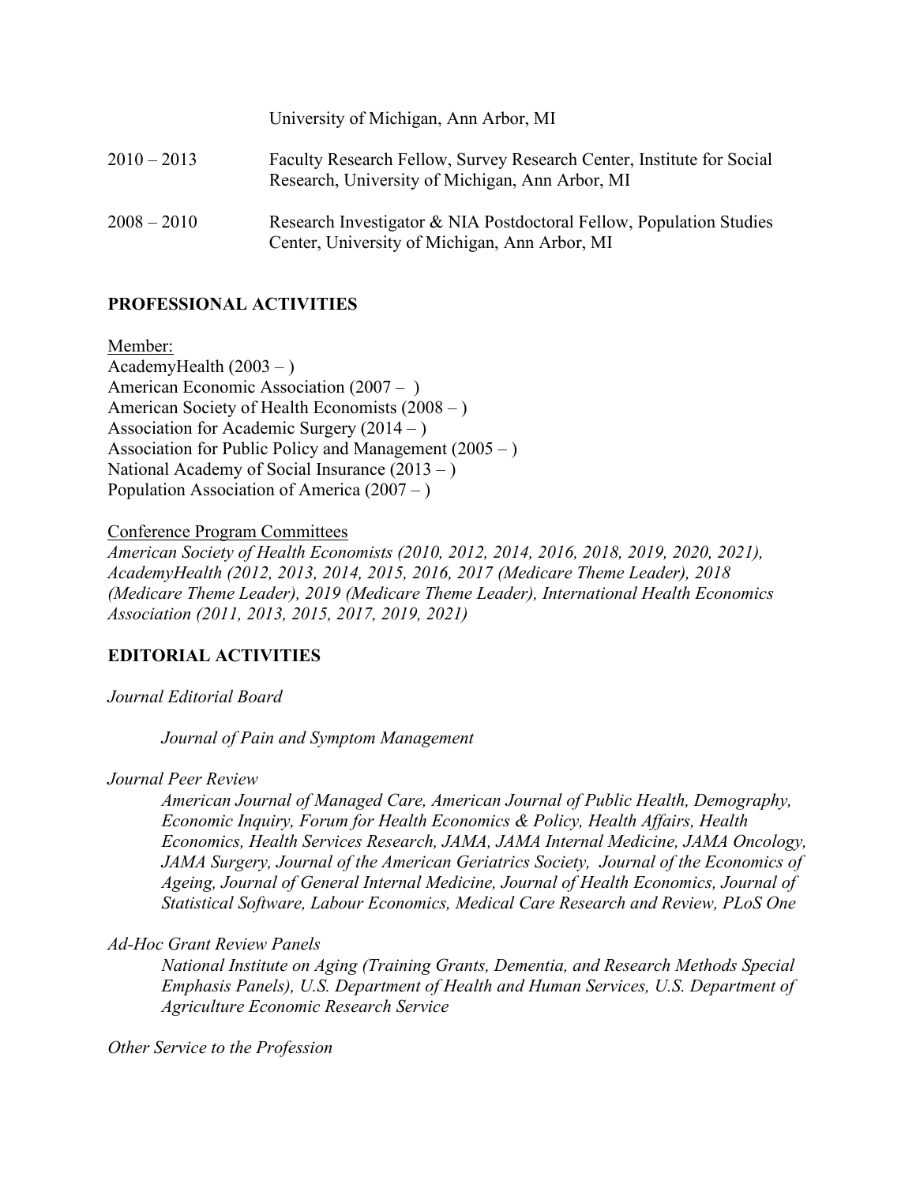University of Michigan, Ann Arbor, MI

2010 – 2013 Faculty Research Fellow, Survey Research Center, Institute for Social Research, University of Michigan, Ann Arbor, MI

2008 – 2010 Research Investigator & NIA Postdoctoral Fellow, Population Studies Center, University of Michigan, Ann Arbor, MI

## PROFESSIONAL ACTIVITIES

Member:
AcademyHealth (2003 – )
American Economic Association (2007 – )
American Society of Health Economists (2008 – )
Association for Academic Surgery (2014 – )
Association for Public Policy and Management (2005 – )
National Academy of Social Insurance (2013 – )
Population Association of America (2007 – )

Conference Program Committees
*American Society of Health Economists (2010, 2012, 2014, 2016, 2018, 2019, 2020, 2021), AcademyHealth (2012, 2013, 2014, 2015, 2016, 2017 (Medicare Theme Leader), 2018 (Medicare Theme Leader), 2019 (Medicare Theme Leader), International Health Economics Association (2011, 2013, 2015, 2017, 2019, 2021)*

## EDITORIAL ACTIVITIES

*Journal Editorial Board*

*Journal of Pain and Symptom Management*

*Journal Peer Review*

*American Journal of Managed Care, American Journal of Public Health, Demography, Economic Inquiry, Forum for Health Economics & Policy, Health Affairs, Health Economics, Health Services Research, JAMA, JAMA Internal Medicine, JAMA Oncology, JAMA Surgery, Journal of the American Geriatrics Society, Journal of the Economics of Ageing, Journal of General Internal Medicine, Journal of Health Economics, Journal of Statistical Software, Labour Economics, Medical Care Research and Review, PLoS One*

*Ad-Hoc Grant Review Panels*

*National Institute on Aging (Training Grants, Dementia, and Research Methods Special Emphasis Panels), U.S. Department of Health and Human Services, U.S. Department of Agriculture Economic Research Service*

*Other Service to the Profession*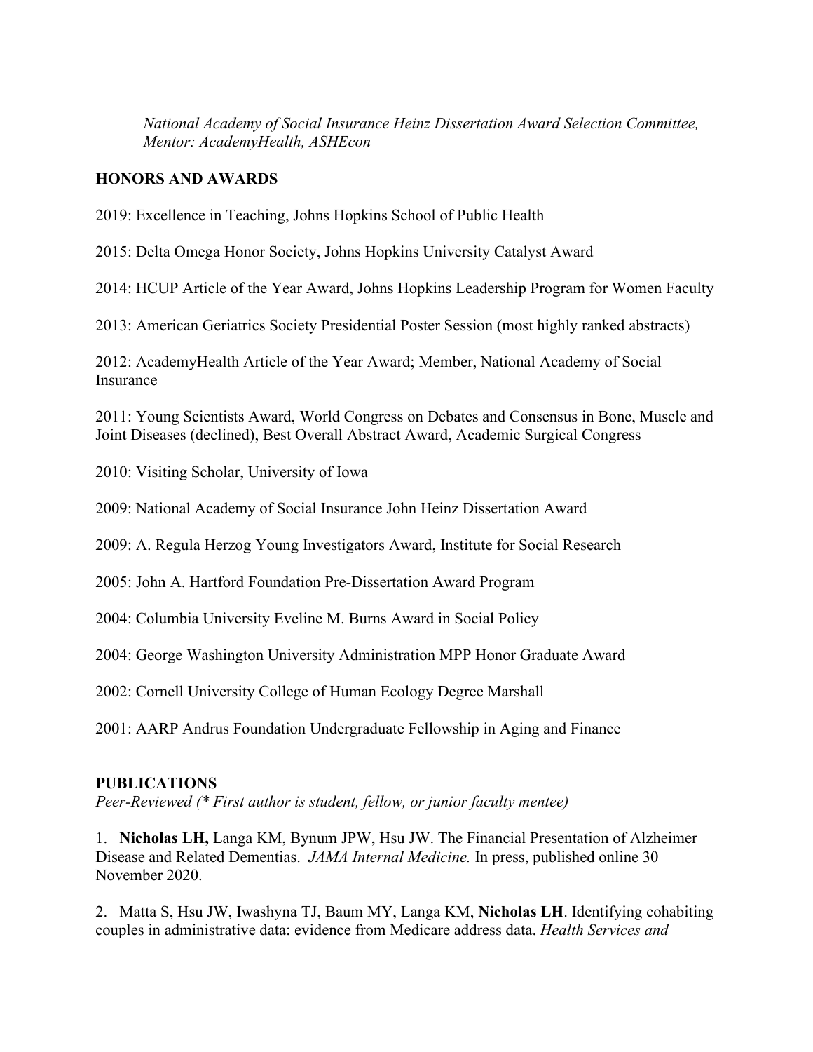*National Academy of Social Insurance Heinz Dissertation Award Selection Committee, Mentor: AcademyHealth, ASHEcon*

## HONORS AND AWARDS

2019: Excellence in Teaching, Johns Hopkins School of Public Health

2015: Delta Omega Honor Society, Johns Hopkins University Catalyst Award

2014: HCUP Article of the Year Award, Johns Hopkins Leadership Program for Women Faculty

2013: American Geriatrics Society Presidential Poster Session (most highly ranked abstracts)

2012: AcademyHealth Article of the Year Award; Member, National Academy of Social Insurance

2011: Young Scientists Award, World Congress on Debates and Consensus in Bone, Muscle and Joint Diseases (declined), Best Overall Abstract Award, Academic Surgical Congress

2010: Visiting Scholar, University of Iowa

2009: National Academy of Social Insurance John Heinz Dissertation Award

2009: A. Regula Herzog Young Investigators Award, Institute for Social Research

2005: John A. Hartford Foundation Pre-Dissertation Award Program

2004: Columbia University Eveline M. Burns Award in Social Policy

2004: George Washington University Administration MPP Honor Graduate Award

2002: Cornell University College of Human Ecology Degree Marshall

2001: AARP Andrus Foundation Undergraduate Fellowship in Aging and Finance

## PUBLICATIONS

*Peer-Reviewed (* First author is student, fellow, or junior faculty mentee)*

1. **Nicholas LH,** Langa KM, Bynum JPW, Hsu JW. The Financial Presentation of Alzheimer Disease and Related Dementias. *JAMA Internal Medicine.* In press, published online 30 November 2020.

2. Matta S, Hsu JW, Iwashyna TJ, Baum MY, Langa KM, **Nicholas LH**. Identifying cohabiting couples in administrative data: evidence from Medicare address data. *Health Services and*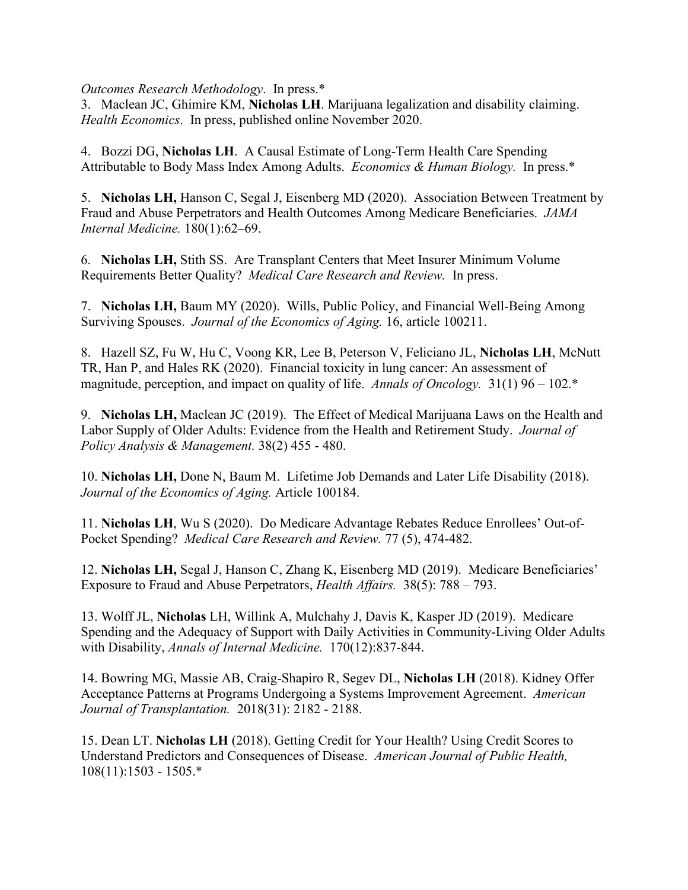*Outcomes Research Methodology*. In press.*

3. Maclean JC, Ghimire KM, **Nicholas LH**. Marijuana legalization and disability claiming. *Health Economics*. In press, published online November 2020.

4. Bozzi DG, **Nicholas LH**. A Causal Estimate of Long-Term Health Care Spending Attributable to Body Mass Index Among Adults. *Economics & Human Biology.* In press.*

5. **Nicholas LH,** Hanson C, Segal J, Eisenberg MD (2020). Association Between Treatment by Fraud and Abuse Perpetrators and Health Outcomes Among Medicare Beneficiaries. *JAMA Internal Medicine.* 180(1):62–69.

6. **Nicholas LH,** Stith SS. Are Transplant Centers that Meet Insurer Minimum Volume Requirements Better Quality? *Medical Care Research and Review.* In press.

7. **Nicholas LH,** Baum MY (2020). Wills, Public Policy, and Financial Well-Being Among Surviving Spouses. *Journal of the Economics of Aging.* 16, article 100211.

8. Hazell SZ, Fu W, Hu C, Voong KR, Lee B, Peterson V, Feliciano JL, **Nicholas LH**, McNutt TR, Han P, and Hales RK (2020). Financial toxicity in lung cancer: An assessment of magnitude, perception, and impact on quality of life. *Annals of Oncology.* 31(1) 96 – 102.*

9. **Nicholas LH,** Maclean JC (2019). The Effect of Medical Marijuana Laws on the Health and Labor Supply of Older Adults: Evidence from the Health and Retirement Study. *Journal of Policy Analysis & Management.* 38(2) 455 - 480.

10. **Nicholas LH,** Done N, Baum M. Lifetime Job Demands and Later Life Disability (2018). *Journal of the Economics of Aging.* Article 100184.

11. **Nicholas LH**, Wu S (2020). Do Medicare Advantage Rebates Reduce Enrollees' Out-of-Pocket Spending? *Medical Care Research and Review.* 77 (5), 474-482.

12. **Nicholas LH,** Segal J, Hanson C, Zhang K, Eisenberg MD (2019). Medicare Beneficiaries' Exposure to Fraud and Abuse Perpetrators, *Health Affairs.* 38(5): 788 – 793.

13. Wolff JL, **Nicholas** LH, Willink A, Mulchahy J, Davis K, Kasper JD (2019). Medicare Spending and the Adequacy of Support with Daily Activities in Community-Living Older Adults with Disability, *Annals of Internal Medicine.* 170(12):837-844.

14. Bowring MG, Massie AB, Craig-Shapiro R, Segev DL, **Nicholas LH** (2018). Kidney Offer Acceptance Patterns at Programs Undergoing a Systems Improvement Agreement. *American Journal of Transplantation.* 2018(31): 2182 - 2188.

15. Dean LT. **Nicholas LH** (2018). Getting Credit for Your Health? Using Credit Scores to Understand Predictors and Consequences of Disease. *American Journal of Public Health,* 108(11):1503 - 1505.*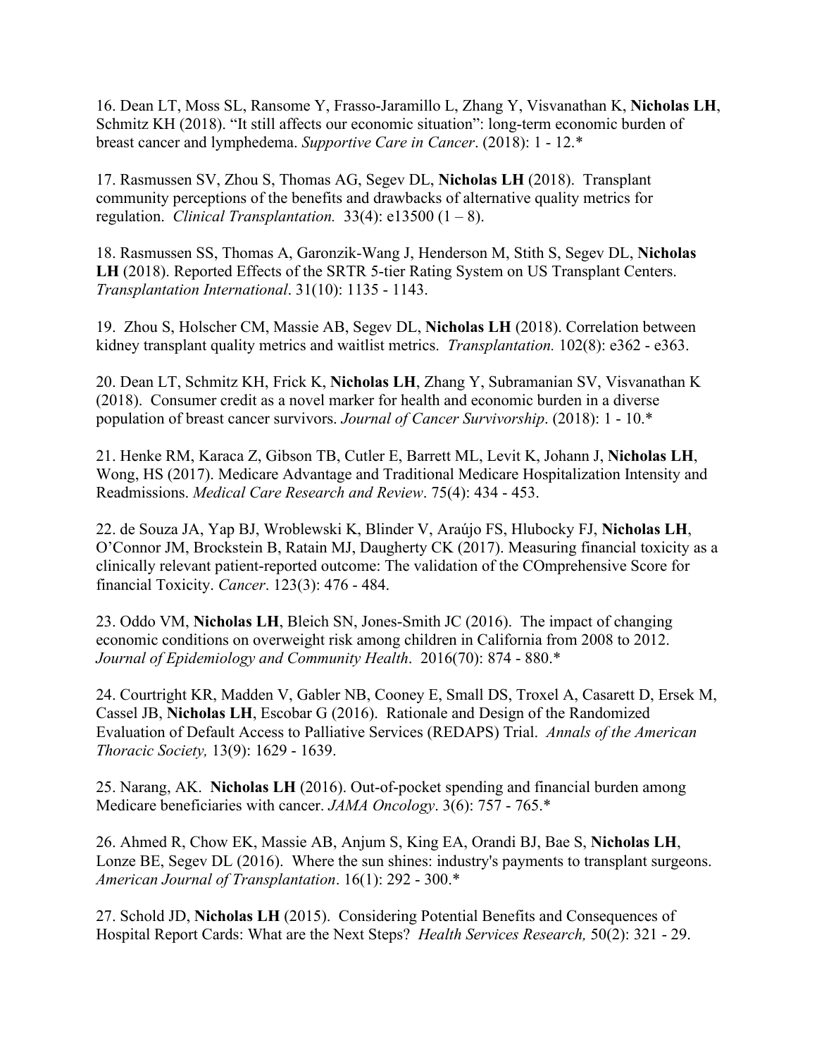16. Dean LT, Moss SL, Ransome Y, Frasso-Jaramillo L, Zhang Y, Visvanathan K, **Nicholas LH**, Schmitz KH (2018). "It still affects our economic situation": long-term economic burden of breast cancer and lymphedema. *Supportive Care in Cancer*. (2018): 1 - 12.*

17. Rasmussen SV, Zhou S, Thomas AG, Segev DL, **Nicholas LH** (2018). Transplant community perceptions of the benefits and drawbacks of alternative quality metrics for regulation. *Clinical Transplantation.* 33(4): e13500 (1 – 8).

18. Rasmussen SS, Thomas A, Garonzik-Wang J, Henderson M, Stith S, Segev DL, **Nicholas LH** (2018). Reported Effects of the SRTR 5-tier Rating System on US Transplant Centers. *Transplantation International*. 31(10): 1135 - 1143.

19. Zhou S, Holscher CM, Massie AB, Segev DL, **Nicholas LH** (2018). Correlation between kidney transplant quality metrics and waitlist metrics. *Transplantation.* 102(8): e362 - e363.

20. Dean LT, Schmitz KH, Frick K, **Nicholas LH**, Zhang Y, Subramanian SV, Visvanathan K (2018). Consumer credit as a novel marker for health and economic burden in a diverse population of breast cancer survivors. *Journal of Cancer Survivorship*. (2018): 1 - 10.*

21. Henke RM, Karaca Z, Gibson TB, Cutler E, Barrett ML, Levit K, Johann J, **Nicholas LH**, Wong, HS (2017). Medicare Advantage and Traditional Medicare Hospitalization Intensity and Readmissions. *Medical Care Research and Review*. 75(4): 434 - 453.

22. de Souza JA, Yap BJ, Wroblewski K, Blinder V, Araújo FS, Hlubocky FJ, **Nicholas LH**, O'Connor JM, Brockstein B, Ratain MJ, Daugherty CK (2017). Measuring financial toxicity as a clinically relevant patient-reported outcome: The validation of the COmprehensive Score for financial Toxicity. *Cancer*. 123(3): 476 - 484.

23. Oddo VM, **Nicholas LH**, Bleich SN, Jones-Smith JC (2016). The impact of changing economic conditions on overweight risk among children in California from 2008 to 2012. *Journal of Epidemiology and Community Health*. 2016(70): 874 - 880.*

24. Courtright KR, Madden V, Gabler NB, Cooney E, Small DS, Troxel A, Casarett D, Ersek M, Cassel JB, **Nicholas LH**, Escobar G (2016). Rationale and Design of the Randomized Evaluation of Default Access to Palliative Services (REDAPS) Trial. *Annals of the American Thoracic Society,* 13(9): 1629 - 1639.

25. Narang, AK. **Nicholas LH** (2016). Out-of-pocket spending and financial burden among Medicare beneficiaries with cancer. *JAMA Oncology*. 3(6): 757 - 765.*

26. Ahmed R, Chow EK, Massie AB, Anjum S, King EA, Orandi BJ, Bae S, **Nicholas LH**, Lonze BE, Segev DL (2016). Where the sun shines: industry's payments to transplant surgeons. *American Journal of Transplantation*. 16(1): 292 - 300.*

27. Schold JD, **Nicholas LH** (2015). Considering Potential Benefits and Consequences of Hospital Report Cards: What are the Next Steps? *Health Services Research,* 50(2): 321 - 29.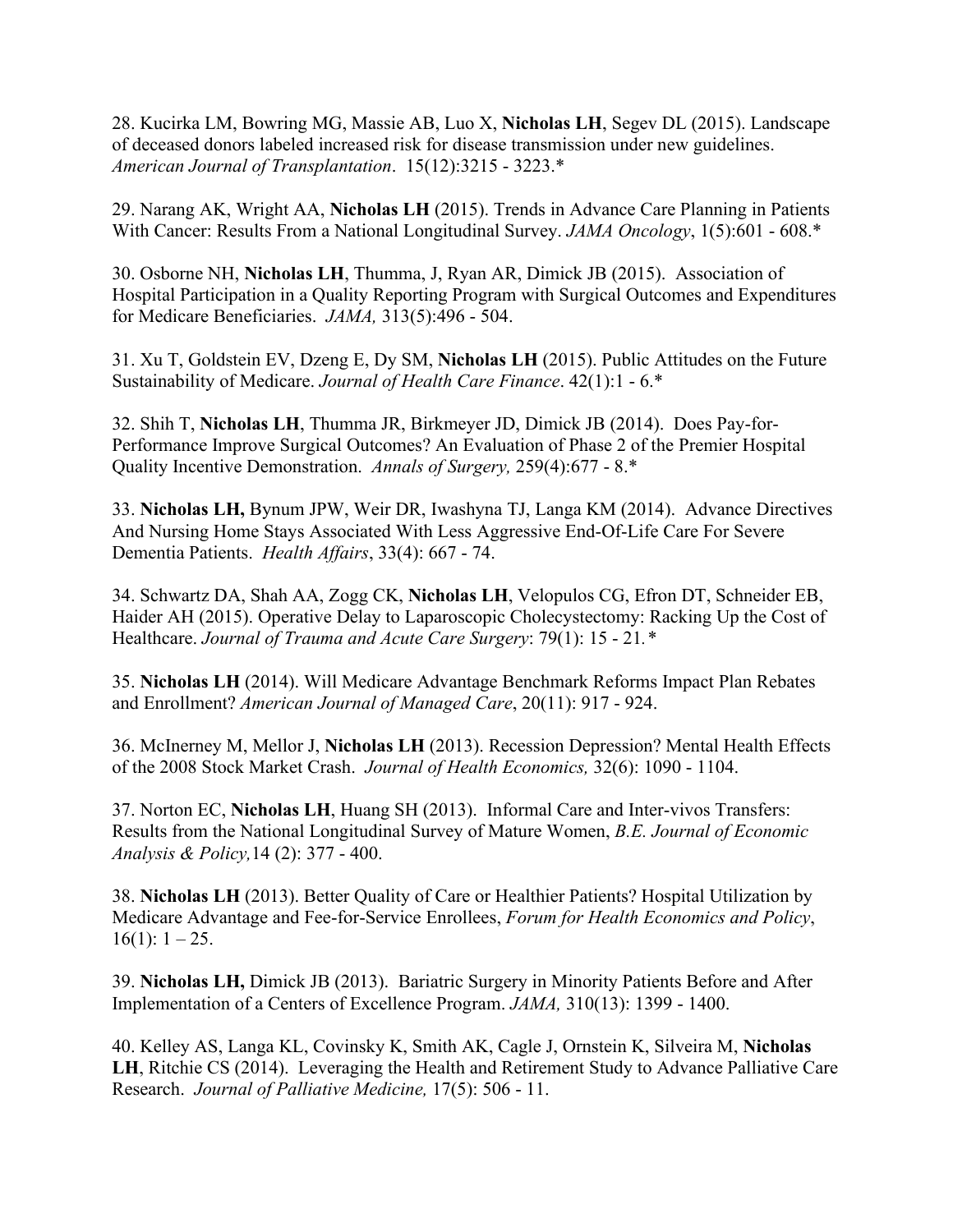28. Kucirka LM, Bowring MG, Massie AB, Luo X, **Nicholas LH**, Segev DL (2015). Landscape of deceased donors labeled increased risk for disease transmission under new guidelines. *American Journal of Transplantation*. 15(12):3215 - 3223.*

29. Narang AK, Wright AA, **Nicholas LH** (2015). Trends in Advance Care Planning in Patients With Cancer: Results From a National Longitudinal Survey. *JAMA Oncology*, 1(5):601 - 608.*

30. Osborne NH, **Nicholas LH**, Thumma, J, Ryan AR, Dimick JB (2015). Association of Hospital Participation in a Quality Reporting Program with Surgical Outcomes and Expenditures for Medicare Beneficiaries. *JAMA,* 313(5):496 - 504.

31. Xu T, Goldstein EV, Dzeng E, Dy SM, **Nicholas LH** (2015). Public Attitudes on the Future Sustainability of Medicare. *Journal of Health Care Finance*. 42(1):1 - 6.*

32. Shih T, **Nicholas LH**, Thumma JR, Birkmeyer JD, Dimick JB (2014). Does Pay-for-Performance Improve Surgical Outcomes? An Evaluation of Phase 2 of the Premier Hospital Quality Incentive Demonstration. *Annals of Surgery,* 259(4):677 - 8.*

33. **Nicholas LH,** Bynum JPW, Weir DR, Iwashyna TJ, Langa KM (2014). Advance Directives And Nursing Home Stays Associated With Less Aggressive End-Of-Life Care For Severe Dementia Patients. *Health Affairs*, 33(4): 667 - 74.

34. Schwartz DA, Shah AA, Zogg CK, **Nicholas LH**, Velopulos CG, Efron DT, Schneider EB, Haider AH (2015). Operative Delay to Laparoscopic Cholecystectomy: Racking Up the Cost of Healthcare. *Journal of Trauma and Acute Care Surgery*: 79(1): 15 - 21.*

35. **Nicholas LH** (2014). Will Medicare Advantage Benchmark Reforms Impact Plan Rebates and Enrollment? *American Journal of Managed Care*, 20(11): 917 - 924.

36. McInerney M, Mellor J, **Nicholas LH** (2013). Recession Depression? Mental Health Effects of the 2008 Stock Market Crash. *Journal of Health Economics,* 32(6): 1090 - 1104.

37. Norton EC, **Nicholas LH**, Huang SH (2013). Informal Care and Inter-vivos Transfers: Results from the National Longitudinal Survey of Mature Women, *B.E. Journal of Economic Analysis & Policy,*14 (2): 377 - 400.

38. **Nicholas LH** (2013). Better Quality of Care or Healthier Patients? Hospital Utilization by Medicare Advantage and Fee-for-Service Enrollees, *Forum for Health Economics and Policy*, 16(1): 1 – 25.

39. **Nicholas LH,** Dimick JB (2013). Bariatric Surgery in Minority Patients Before and After Implementation of a Centers of Excellence Program. *JAMA,* 310(13): 1399 - 1400.

40. Kelley AS, Langa KL, Covinsky K, Smith AK, Cagle J, Ornstein K, Silveira M, **Nicholas LH**, Ritchie CS (2014). Leveraging the Health and Retirement Study to Advance Palliative Care Research. *Journal of Palliative Medicine,* 17(5): 506 - 11.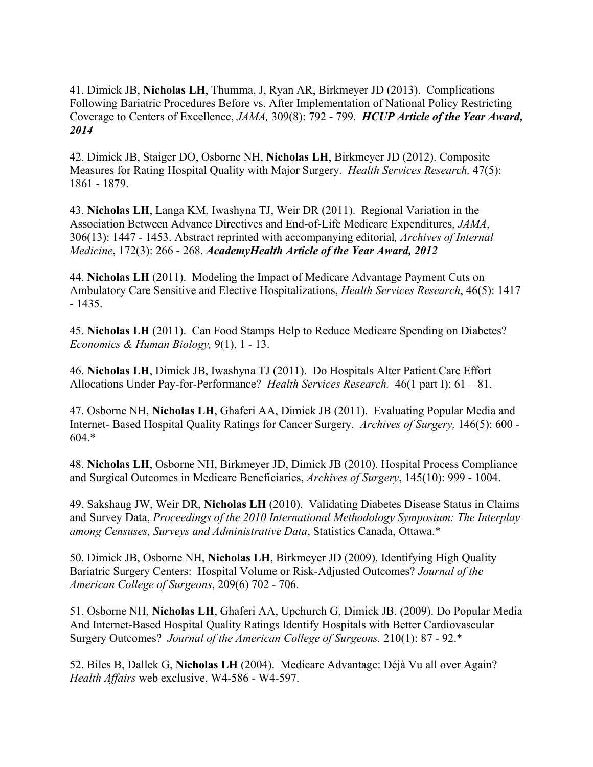41. Dimick JB, **Nicholas LH**, Thumma, J, Ryan AR, Birkmeyer JD (2013). Complications Following Bariatric Procedures Before vs. After Implementation of National Policy Restricting Coverage to Centers of Excellence, *JAMA,* 309(8): 792 - 799. ***HCUP Article of the Year Award, 2014***

42. Dimick JB, Staiger DO, Osborne NH, **Nicholas LH**, Birkmeyer JD (2012). Composite Measures for Rating Hospital Quality with Major Surgery. *Health Services Research,* 47(5): 1861 - 1879.

43. **Nicholas LH**, Langa KM, Iwashyna TJ, Weir DR (2011). Regional Variation in the Association Between Advance Directives and End-of-Life Medicare Expenditures, *JAMA*, 306(13): 1447 - 1453. Abstract reprinted with accompanying editorial*, Archives of Internal Medicine*, 172(3): 266 - 268. ***AcademyHealth Article of the Year Award, 2012***

44. **Nicholas LH** (2011). Modeling the Impact of Medicare Advantage Payment Cuts on Ambulatory Care Sensitive and Elective Hospitalizations, *Health Services Research*, 46(5): 1417 - 1435.

45. **Nicholas LH** (2011). Can Food Stamps Help to Reduce Medicare Spending on Diabetes? *Economics & Human Biology,* 9(1), 1 - 13.

46. **Nicholas LH**, Dimick JB, Iwashyna TJ (2011). Do Hospitals Alter Patient Care Effort Allocations Under Pay-for-Performance? *Health Services Research.* 46(1 part I): 61 – 81.

47. Osborne NH, **Nicholas LH**, Ghaferi AA, Dimick JB (2011). Evaluating Popular Media and Internet- Based Hospital Quality Ratings for Cancer Surgery. *Archives of Surgery,* 146(5): 600 - 604.*

48. **Nicholas LH**, Osborne NH, Birkmeyer JD, Dimick JB (2010). Hospital Process Compliance and Surgical Outcomes in Medicare Beneficiaries, *Archives of Surgery*, 145(10): 999 - 1004.

49. Sakshaug JW, Weir DR, **Nicholas LH** (2010). Validating Diabetes Disease Status in Claims and Survey Data, *Proceedings of the 2010 International Methodology Symposium: The Interplay among Censuses, Surveys and Administrative Data*, Statistics Canada, Ottawa.*

50. Dimick JB, Osborne NH, **Nicholas LH**, Birkmeyer JD (2009). Identifying High Quality Bariatric Surgery Centers: Hospital Volume or Risk-Adjusted Outcomes? *Journal of the American College of Surgeons*, 209(6) 702 - 706.

51. Osborne NH, **Nicholas LH**, Ghaferi AA, Upchurch G, Dimick JB. (2009). Do Popular Media And Internet-Based Hospital Quality Ratings Identify Hospitals with Better Cardiovascular Surgery Outcomes? *Journal of the American College of Surgeons.* 210(1): 87 - 92.*

52. Biles B, Dallek G, **Nicholas LH** (2004). Medicare Advantage: Déjà Vu all over Again? *Health Affairs* web exclusive, W4-586 - W4-597.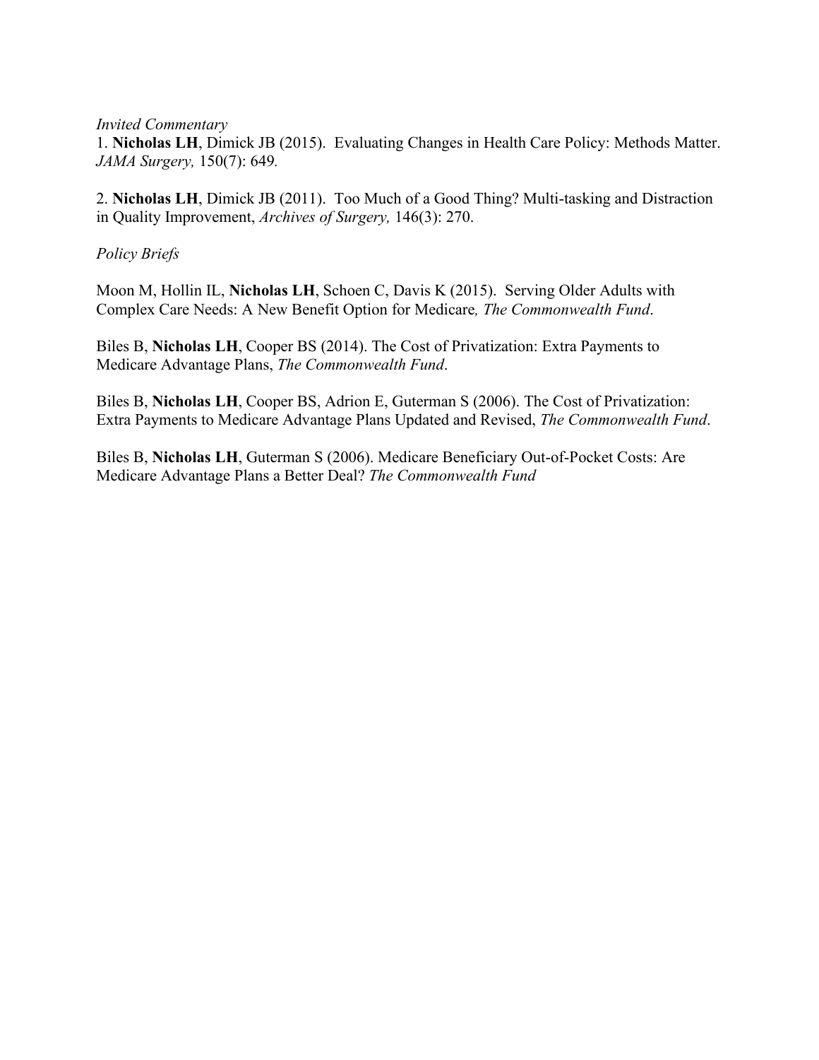*Invited Commentary*

1. **Nicholas LH**, Dimick JB (2015). Evaluating Changes in Health Care Policy: Methods Matter. *JAMA Surgery,* 150(7): 649*.*

2. **Nicholas LH**, Dimick JB (2011). Too Much of a Good Thing? Multi-tasking and Distraction in Quality Improvement, *Archives of Surgery,* 146(3): 270.

*Policy Briefs*

Moon M, Hollin IL, **Nicholas LH**, Schoen C, Davis K (2015). Serving Older Adults with Complex Care Needs: A New Benefit Option for Medicare*, The Commonwealth Fund*.

Biles B, **Nicholas LH**, Cooper BS (2014). The Cost of Privatization: Extra Payments to Medicare Advantage Plans, *The Commonwealth Fund*.

Biles B, **Nicholas LH**, Cooper BS, Adrion E, Guterman S (2006). The Cost of Privatization: Extra Payments to Medicare Advantage Plans Updated and Revised, *The Commonwealth Fund*.

Biles B, **Nicholas LH**, Guterman S (2006). Medicare Beneficiary Out-of-Pocket Costs: Are Medicare Advantage Plans a Better Deal? *The Commonwealth Fund*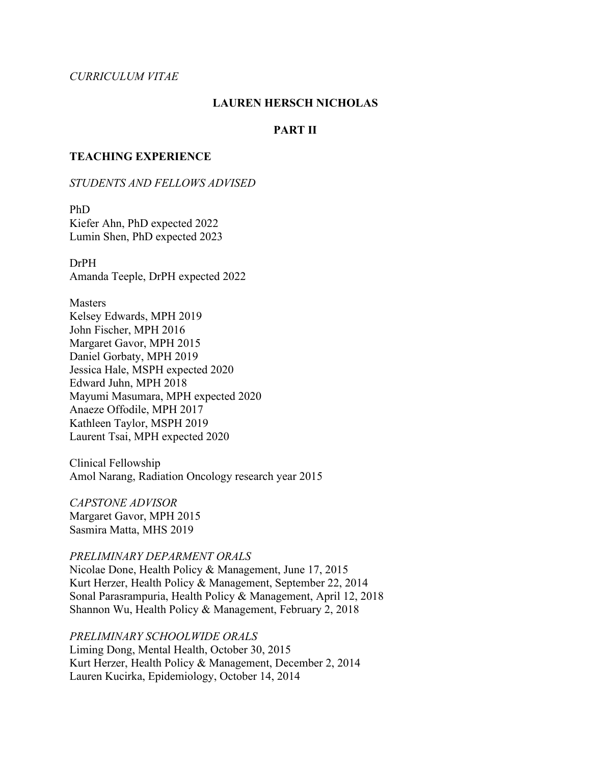*CURRICULUM VITAE*

**LAUREN HERSCH NICHOLAS**

**PART II**

**TEACHING EXPERIENCE**

*STUDENTS AND FELLOWS ADVISED*

PhD
Kiefer Ahn, PhD expected 2022
Lumin Shen, PhD expected 2023

DrPH
Amanda Teeple, DrPH expected 2022

Masters
Kelsey Edwards, MPH 2019
John Fischer, MPH 2016
Margaret Gavor, MPH 2015
Daniel Gorbaty, MPH 2019
Jessica Hale, MSPH expected 2020
Edward Juhn, MPH 2018
Mayumi Masumara, MPH expected 2020
Anaeze Offodile, MPH 2017
Kathleen Taylor, MSPH 2019
Laurent Tsai, MPH expected 2020

Clinical Fellowship
Amol Narang, Radiation Oncology research year 2015

*CAPSTONE ADVISOR*
Margaret Gavor, MPH 2015
Sasmira Matta, MHS 2019

*PRELIMINARY DEPARMENT ORALS*
Nicolae Done, Health Policy & Management, June 17, 2015
Kurt Herzer, Health Policy & Management, September 22, 2014
Sonal Parasrampuria, Health Policy & Management, April 12, 2018
Shannon Wu, Health Policy & Management, February 2, 2018

*PRELIMINARY SCHOOLWIDE ORALS*
Liming Dong, Mental Health, October 30, 2015
Kurt Herzer, Health Policy & Management, December 2, 2014
Lauren Kucirka, Epidemiology, October 14, 2014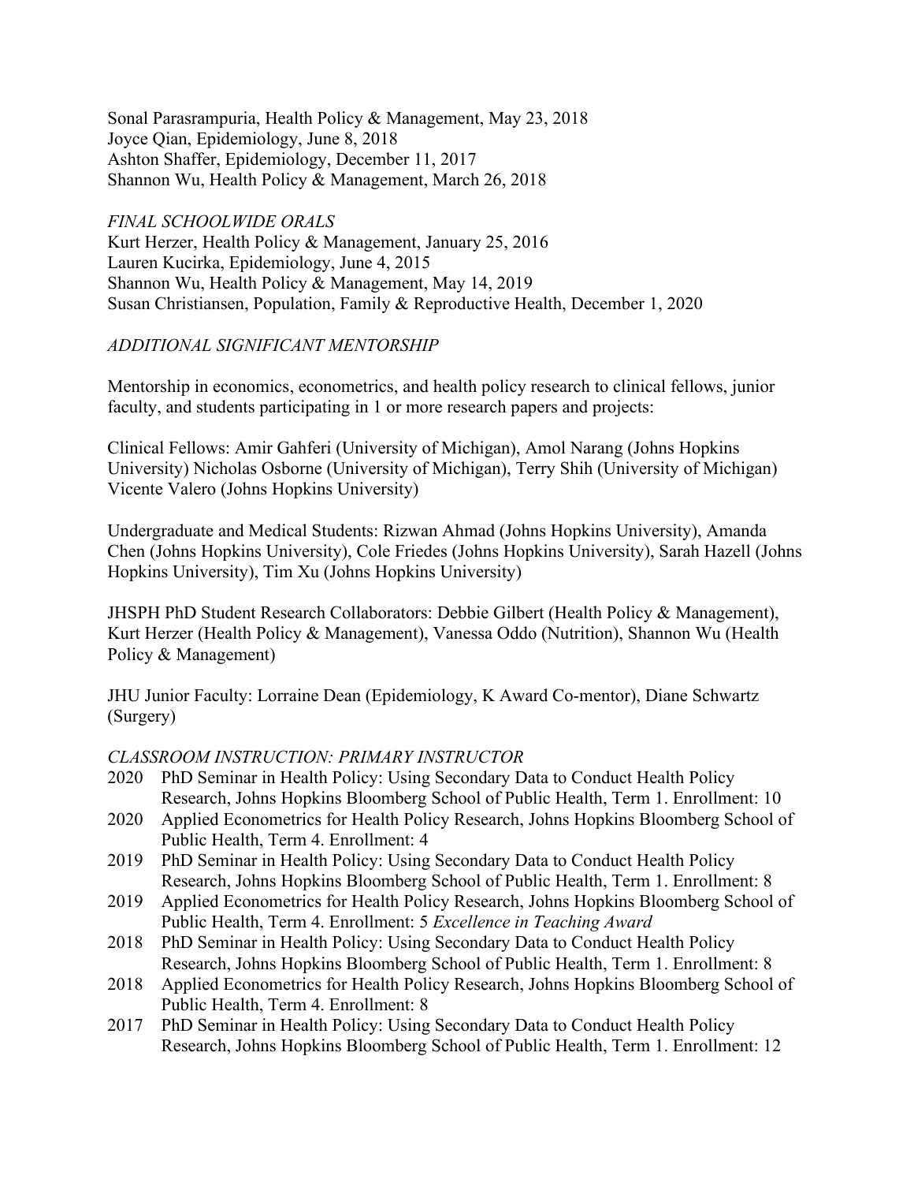Sonal Parasrampuria, Health Policy & Management, May 23, 2018
Joyce Qian, Epidemiology, June 8, 2018
Ashton Shaffer, Epidemiology, December 11, 2017
Shannon Wu, Health Policy & Management, March 26, 2018

*FINAL SCHOOLWIDE ORALS*
Kurt Herzer, Health Policy & Management, January 25, 2016
Lauren Kucirka, Epidemiology, June 4, 2015
Shannon Wu, Health Policy & Management, May 14, 2019
Susan Christiansen, Population, Family & Reproductive Health, December 1, 2020

*ADDITIONAL SIGNIFICANT MENTORSHIP*

Mentorship in economics, econometrics, and health policy research to clinical fellows, junior faculty, and students participating in 1 or more research papers and projects:

Clinical Fellows: Amir Gahferi (University of Michigan), Amol Narang (Johns Hopkins University) Nicholas Osborne (University of Michigan), Terry Shih (University of Michigan) Vicente Valero (Johns Hopkins University)

Undergraduate and Medical Students: Rizwan Ahmad (Johns Hopkins University), Amanda Chen (Johns Hopkins University), Cole Friedes (Johns Hopkins University), Sarah Hazell (Johns Hopkins University), Tim Xu (Johns Hopkins University)

JHSPH PhD Student Research Collaborators: Debbie Gilbert (Health Policy & Management), Kurt Herzer (Health Policy & Management), Vanessa Oddo (Nutrition), Shannon Wu (Health Policy & Management)

JHU Junior Faculty: Lorraine Dean (Epidemiology, K Award Co-mentor), Diane Schwartz (Surgery)

*CLASSROOM INSTRUCTION: PRIMARY INSTRUCTOR*

2020 PhD Seminar in Health Policy: Using Secondary Data to Conduct Health Policy Research, Johns Hopkins Bloomberg School of Public Health, Term 1. Enrollment: 10
2020 Applied Econometrics for Health Policy Research, Johns Hopkins Bloomberg School of Public Health, Term 4. Enrollment: 4
2019 PhD Seminar in Health Policy: Using Secondary Data to Conduct Health Policy Research, Johns Hopkins Bloomberg School of Public Health, Term 1. Enrollment: 8
2019 Applied Econometrics for Health Policy Research, Johns Hopkins Bloomberg School of Public Health, Term 4. Enrollment: 5 *Excellence in Teaching Award*
2018 PhD Seminar in Health Policy: Using Secondary Data to Conduct Health Policy Research, Johns Hopkins Bloomberg School of Public Health, Term 1. Enrollment: 8
2018 Applied Econometrics for Health Policy Research, Johns Hopkins Bloomberg School of Public Health, Term 4. Enrollment: 8
2017 PhD Seminar in Health Policy: Using Secondary Data to Conduct Health Policy Research, Johns Hopkins Bloomberg School of Public Health, Term 1. Enrollment: 12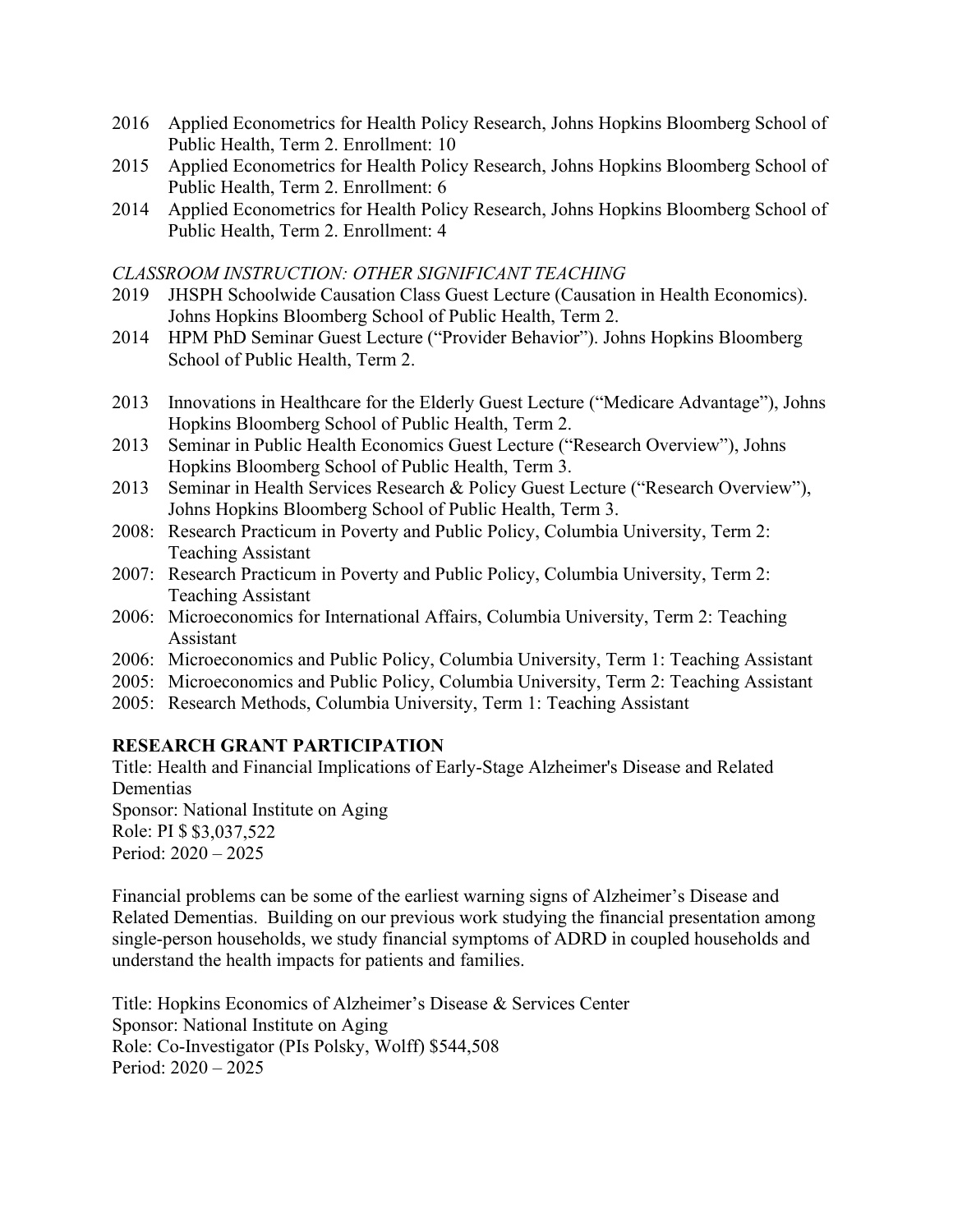2016 Applied Econometrics for Health Policy Research, Johns Hopkins Bloomberg School of Public Health, Term 2. Enrollment: 10

2015 Applied Econometrics for Health Policy Research, Johns Hopkins Bloomberg School of Public Health, Term 2. Enrollment: 6

2014 Applied Econometrics for Health Policy Research, Johns Hopkins Bloomberg School of Public Health, Term 2. Enrollment: 4

*CLASSROOM INSTRUCTION: OTHER SIGNIFICANT TEACHING*

2019 JHSPH Schoolwide Causation Class Guest Lecture (Causation in Health Economics). Johns Hopkins Bloomberg School of Public Health, Term 2.

2014 HPM PhD Seminar Guest Lecture ("Provider Behavior"). Johns Hopkins Bloomberg School of Public Health, Term 2.

2013 Innovations in Healthcare for the Elderly Guest Lecture ("Medicare Advantage"), Johns Hopkins Bloomberg School of Public Health, Term 2.

2013 Seminar in Public Health Economics Guest Lecture ("Research Overview"), Johns Hopkins Bloomberg School of Public Health, Term 3.

2013 Seminar in Health Services Research & Policy Guest Lecture ("Research Overview"), Johns Hopkins Bloomberg School of Public Health, Term 3.

2008: Research Practicum in Poverty and Public Policy, Columbia University, Term 2: Teaching Assistant

2007: Research Practicum in Poverty and Public Policy, Columbia University, Term 2: Teaching Assistant

2006: Microeconomics for International Affairs, Columbia University, Term 2: Teaching Assistant

2006: Microeconomics and Public Policy, Columbia University, Term 1: Teaching Assistant

2005: Microeconomics and Public Policy, Columbia University, Term 2: Teaching Assistant

2005: Research Methods, Columbia University, Term 1: Teaching Assistant

**RESEARCH GRANT PARTICIPATION**

Title: Health and Financial Implications of Early-Stage Alzheimer's Disease and Related Dementias
Sponsor: National Institute on Aging
Role: PI $ $3,037,522
Period: 2020 – 2025

Financial problems can be some of the earliest warning signs of Alzheimer's Disease and Related Dementias. Building on our previous work studying the financial presentation among single-person households, we study financial symptoms of ADRD in coupled households and understand the health impacts for patients and families.

Title: Hopkins Economics of Alzheimer's Disease & Services Center
Sponsor: National Institute on Aging
Role: Co-Investigator (PIs Polsky, Wolff) $544,508
Period: 2020 – 2025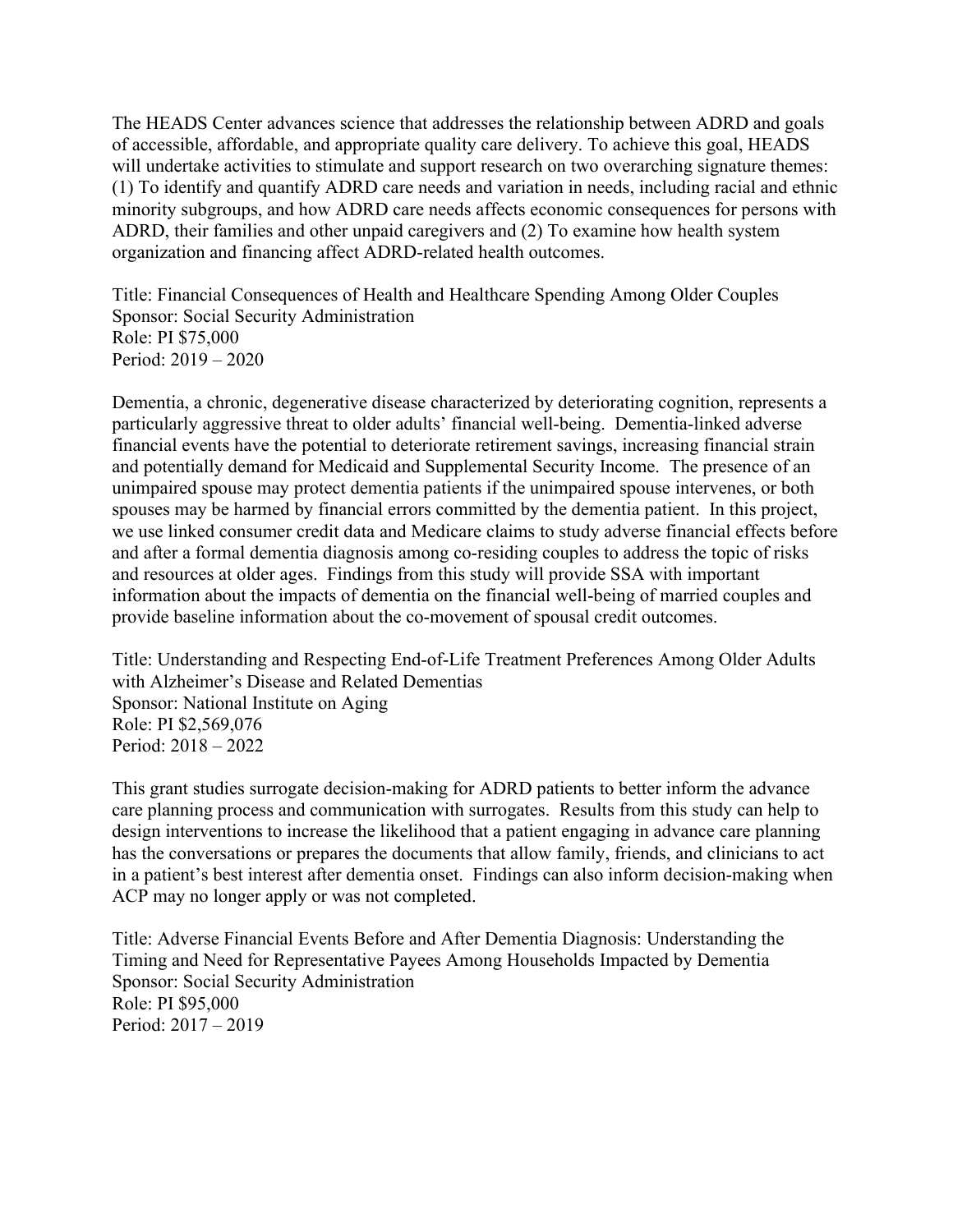The HEADS Center advances science that addresses the relationship between ADRD and goals of accessible, affordable, and appropriate quality care delivery. To achieve this goal, HEADS will undertake activities to stimulate and support research on two overarching signature themes: (1) To identify and quantify ADRD care needs and variation in needs, including racial and ethnic minority subgroups, and how ADRD care needs affects economic consequences for persons with ADRD, their families and other unpaid caregivers and (2) To examine how health system organization and financing affect ADRD-related health outcomes.

Title: Financial Consequences of Health and Healthcare Spending Among Older Couples
Sponsor: Social Security Administration
Role: PI $75,000
Period: 2019 – 2020

Dementia, a chronic, degenerative disease characterized by deteriorating cognition, represents a particularly aggressive threat to older adults' financial well-being. Dementia-linked adverse financial events have the potential to deteriorate retirement savings, increasing financial strain and potentially demand for Medicaid and Supplemental Security Income. The presence of an unimpaired spouse may protect dementia patients if the unimpaired spouse intervenes, or both spouses may be harmed by financial errors committed by the dementia patient. In this project, we use linked consumer credit data and Medicare claims to study adverse financial effects before and after a formal dementia diagnosis among co-residing couples to address the topic of risks and resources at older ages. Findings from this study will provide SSA with important information about the impacts of dementia on the financial well-being of married couples and provide baseline information about the co-movement of spousal credit outcomes.

Title: Understanding and Respecting End-of-Life Treatment Preferences Among Older Adults with Alzheimer's Disease and Related Dementias
Sponsor: National Institute on Aging
Role: PI $2,569,076
Period: 2018 – 2022

This grant studies surrogate decision-making for ADRD patients to better inform the advance care planning process and communication with surrogates. Results from this study can help to design interventions to increase the likelihood that a patient engaging in advance care planning has the conversations or prepares the documents that allow family, friends, and clinicians to act in a patient's best interest after dementia onset. Findings can also inform decision-making when ACP may no longer apply or was not completed.

Title: Adverse Financial Events Before and After Dementia Diagnosis: Understanding the Timing and Need for Representative Payees Among Households Impacted by Dementia
Sponsor: Social Security Administration
Role: PI $95,000
Period: 2017 – 2019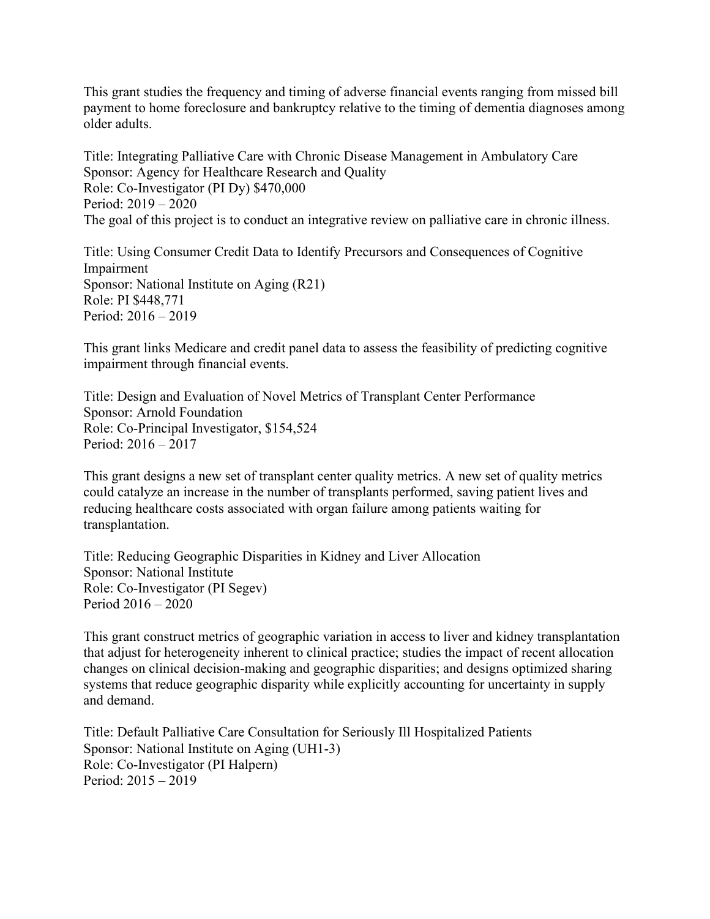This grant studies the frequency and timing of adverse financial events ranging from missed bill payment to home foreclosure and bankruptcy relative to the timing of dementia diagnoses among older adults.

Title: Integrating Palliative Care with Chronic Disease Management in Ambulatory Care
Sponsor: Agency for Healthcare Research and Quality
Role: Co-Investigator (PI Dy) $470,000
Period: 2019 – 2020
The goal of this project is to conduct an integrative review on palliative care in chronic illness.

Title: Using Consumer Credit Data to Identify Precursors and Consequences of Cognitive Impairment
Sponsor: National Institute on Aging (R21)
Role: PI $448,771
Period: 2016 – 2019

This grant links Medicare and credit panel data to assess the feasibility of predicting cognitive impairment through financial events.

Title: Design and Evaluation of Novel Metrics of Transplant Center Performance
Sponsor: Arnold Foundation
Role: Co-Principal Investigator, $154,524
Period: 2016 – 2017

This grant designs a new set of transplant center quality metrics. A new set of quality metrics could catalyze an increase in the number of transplants performed, saving patient lives and reducing healthcare costs associated with organ failure among patients waiting for transplantation.

Title: Reducing Geographic Disparities in Kidney and Liver Allocation
Sponsor: National Institute
Role: Co-Investigator (PI Segev)
Period 2016 – 2020

This grant construct metrics of geographic variation in access to liver and kidney transplantation that adjust for heterogeneity inherent to clinical practice; studies the impact of recent allocation changes on clinical decision-making and geographic disparities; and designs optimized sharing systems that reduce geographic disparity while explicitly accounting for uncertainty in supply and demand.

Title: Default Palliative Care Consultation for Seriously Ill Hospitalized Patients
Sponsor: National Institute on Aging (UH1-3)
Role: Co-Investigator (PI Halpern)
Period: 2015 – 2019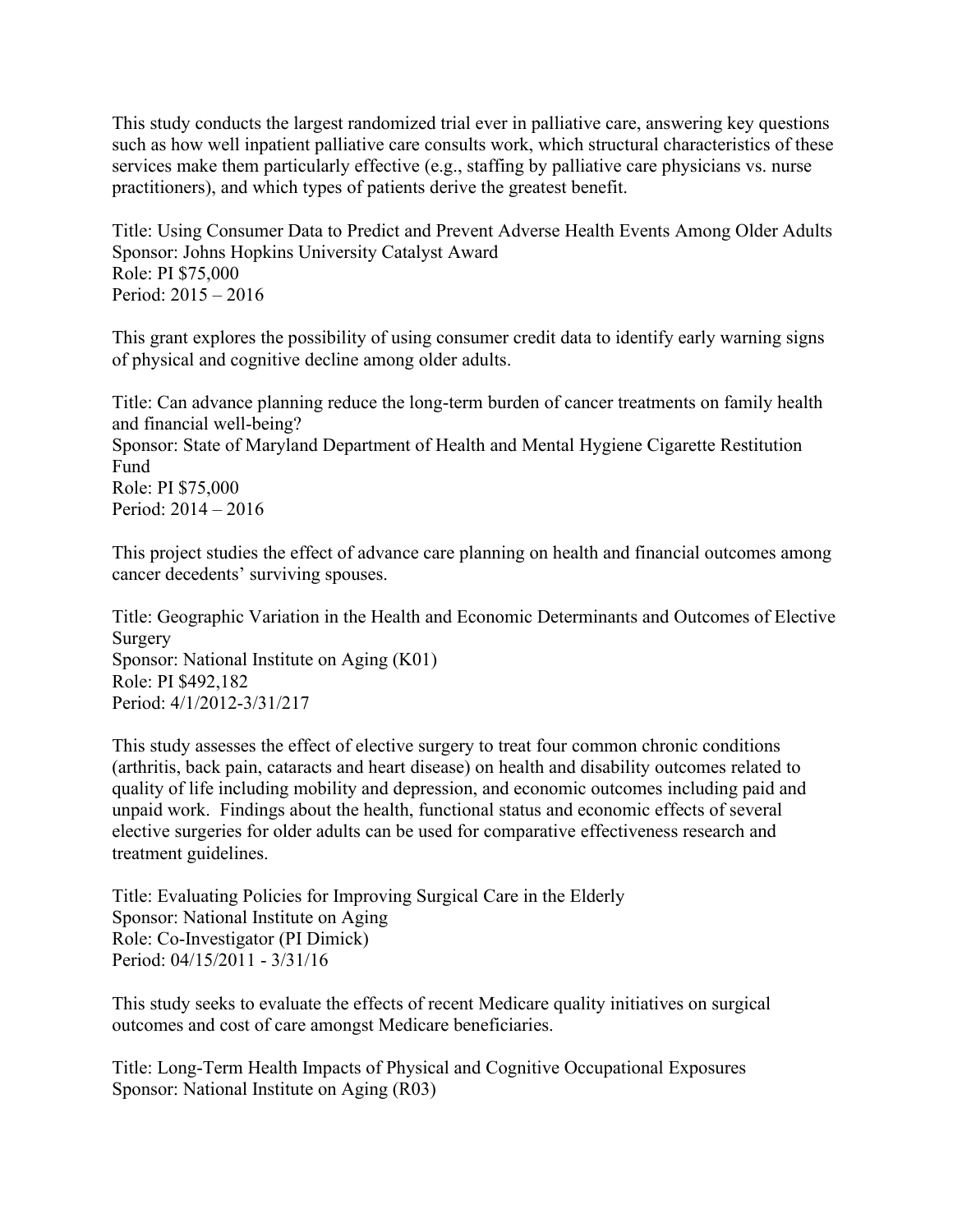This study conducts the largest randomized trial ever in palliative care, answering key questions such as how well inpatient palliative care consults work, which structural characteristics of these services make them particularly effective (e.g., staffing by palliative care physicians vs. nurse practitioners), and which types of patients derive the greatest benefit.

Title: Using Consumer Data to Predict and Prevent Adverse Health Events Among Older Adults
Sponsor: Johns Hopkins University Catalyst Award
Role: PI $75,000
Period: 2015 – 2016

This grant explores the possibility of using consumer credit data to identify early warning signs of physical and cognitive decline among older adults.

Title: Can advance planning reduce the long-term burden of cancer treatments on family health and financial well-being?
Sponsor: State of Maryland Department of Health and Mental Hygiene Cigarette Restitution Fund
Role: PI $75,000
Period: 2014 – 2016

This project studies the effect of advance care planning on health and financial outcomes among cancer decedents' surviving spouses.

Title: Geographic Variation in the Health and Economic Determinants and Outcomes of Elective Surgery
Sponsor: National Institute on Aging (K01)
Role: PI $492,182
Period: 4/1/2012-3/31/217

This study assesses the effect of elective surgery to treat four common chronic conditions (arthritis, back pain, cataracts and heart disease) on health and disability outcomes related to quality of life including mobility and depression, and economic outcomes including paid and unpaid work. Findings about the health, functional status and economic effects of several elective surgeries for older adults can be used for comparative effectiveness research and treatment guidelines.

Title: Evaluating Policies for Improving Surgical Care in the Elderly
Sponsor: National Institute on Aging
Role: Co-Investigator (PI Dimick)
Period: 04/15/2011 - 3/31/16

This study seeks to evaluate the effects of recent Medicare quality initiatives on surgical outcomes and cost of care amongst Medicare beneficiaries.

Title: Long-Term Health Impacts of Physical and Cognitive Occupational Exposures
Sponsor: National Institute on Aging (R03)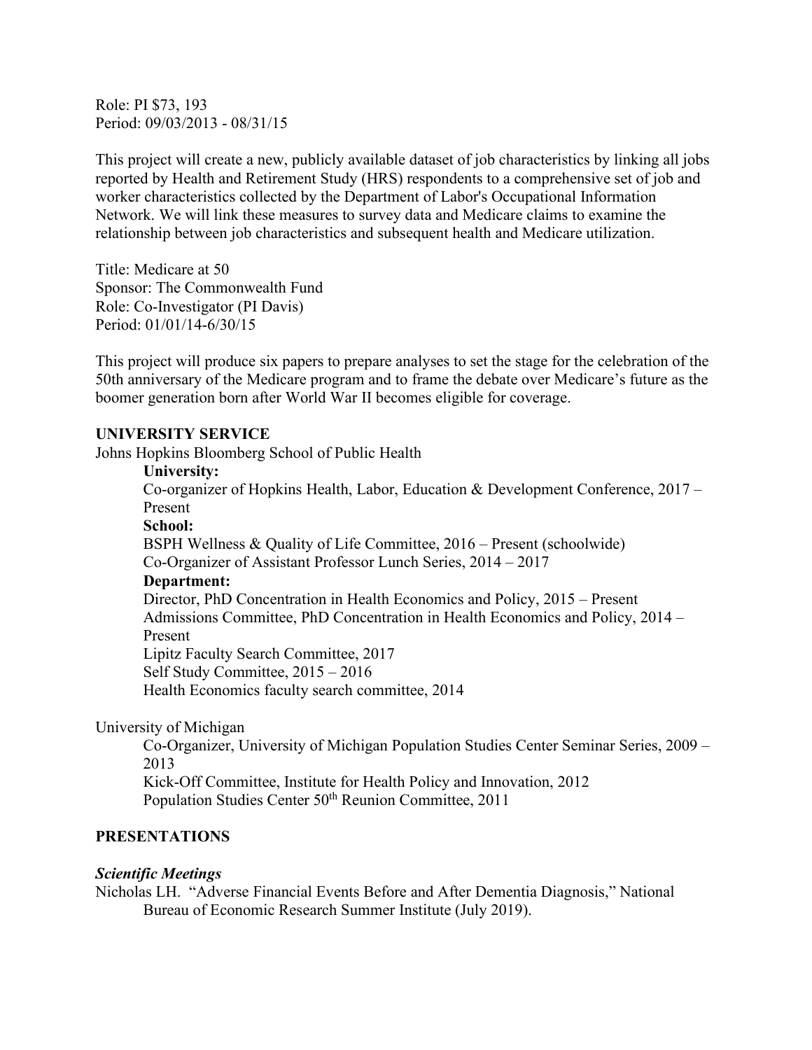Role: PI $73, 193
Period: 09/03/2013 - 08/31/15

This project will create a new, publicly available dataset of job characteristics by linking all jobs reported by Health and Retirement Study (HRS) respondents to a comprehensive set of job and worker characteristics collected by the Department of Labor's Occupational Information Network. We will link these measures to survey data and Medicare claims to examine the relationship between job characteristics and subsequent health and Medicare utilization.

Title: Medicare at 50
Sponsor: The Commonwealth Fund
Role: Co-Investigator (PI Davis)
Period: 01/01/14-6/30/15

This project will produce six papers to prepare analyses to set the stage for the celebration of the 50th anniversary of the Medicare program and to frame the debate over Medicare's future as the boomer generation born after World War II becomes eligible for coverage.

## UNIVERSITY SERVICE

Johns Hopkins Bloomberg School of Public Health

**University:**
Co-organizer of Hopkins Health, Labor, Education & Development Conference, 2017 – Present

**School:**
BSPH Wellness & Quality of Life Committee, 2016 – Present (schoolwide)
Co-Organizer of Assistant Professor Lunch Series, 2014 – 2017

**Department:**
Director, PhD Concentration in Health Economics and Policy, 2015 – Present
Admissions Committee, PhD Concentration in Health Economics and Policy, 2014 – Present
Lipitz Faculty Search Committee, 2017
Self Study Committee, 2015 – 2016
Health Economics faculty search committee, 2014

University of Michigan

Co-Organizer, University of Michigan Population Studies Center Seminar Series, 2009 – 2013
Kick-Off Committee, Institute for Health Policy and Innovation, 2012
Population Studies Center 50th Reunion Committee, 2011

## PRESENTATIONS

### *Scientific Meetings*

Nicholas LH. "Adverse Financial Events Before and After Dementia Diagnosis," National Bureau of Economic Research Summer Institute (July 2019).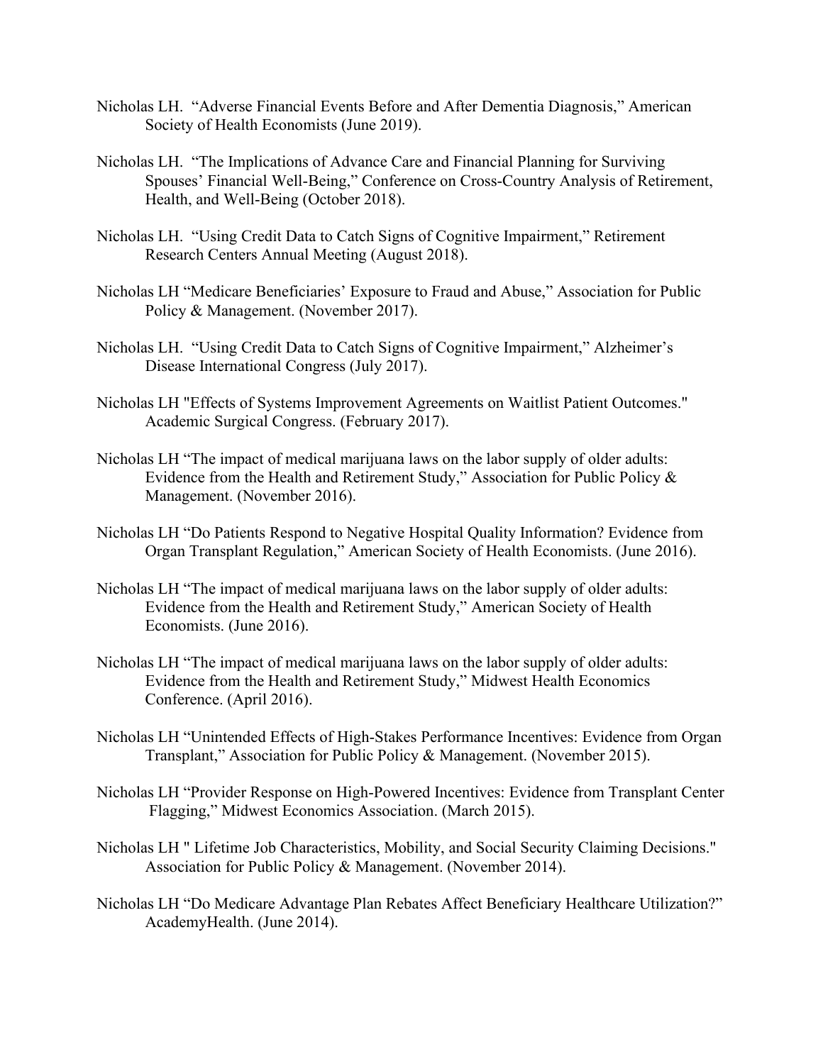Nicholas LH. "Adverse Financial Events Before and After Dementia Diagnosis," American Society of Health Economists (June 2019).

Nicholas LH. "The Implications of Advance Care and Financial Planning for Surviving Spouses' Financial Well-Being," Conference on Cross-Country Analysis of Retirement, Health, and Well-Being (October 2018).

Nicholas LH. "Using Credit Data to Catch Signs of Cognitive Impairment," Retirement Research Centers Annual Meeting (August 2018).

Nicholas LH "Medicare Beneficiaries' Exposure to Fraud and Abuse," Association for Public Policy & Management. (November 2017).

Nicholas LH. "Using Credit Data to Catch Signs of Cognitive Impairment," Alzheimer's Disease International Congress (July 2017).

Nicholas LH "Effects of Systems Improvement Agreements on Waitlist Patient Outcomes." Academic Surgical Congress. (February 2017).

Nicholas LH "The impact of medical marijuana laws on the labor supply of older adults: Evidence from the Health and Retirement Study," Association for Public Policy & Management. (November 2016).

Nicholas LH "Do Patients Respond to Negative Hospital Quality Information? Evidence from Organ Transplant Regulation," American Society of Health Economists. (June 2016).

Nicholas LH "The impact of medical marijuana laws on the labor supply of older adults: Evidence from the Health and Retirement Study," American Society of Health Economists. (June 2016).

Nicholas LH "The impact of medical marijuana laws on the labor supply of older adults: Evidence from the Health and Retirement Study," Midwest Health Economics Conference. (April 2016).

Nicholas LH "Unintended Effects of High-Stakes Performance Incentives: Evidence from Organ Transplant," Association for Public Policy & Management. (November 2015).

Nicholas LH "Provider Response on High-Powered Incentives: Evidence from Transplant Center Flagging," Midwest Economics Association. (March 2015).

Nicholas LH " Lifetime Job Characteristics, Mobility, and Social Security Claiming Decisions." Association for Public Policy & Management. (November 2014).

Nicholas LH "Do Medicare Advantage Plan Rebates Affect Beneficiary Healthcare Utilization?" AcademyHealth. (June 2014).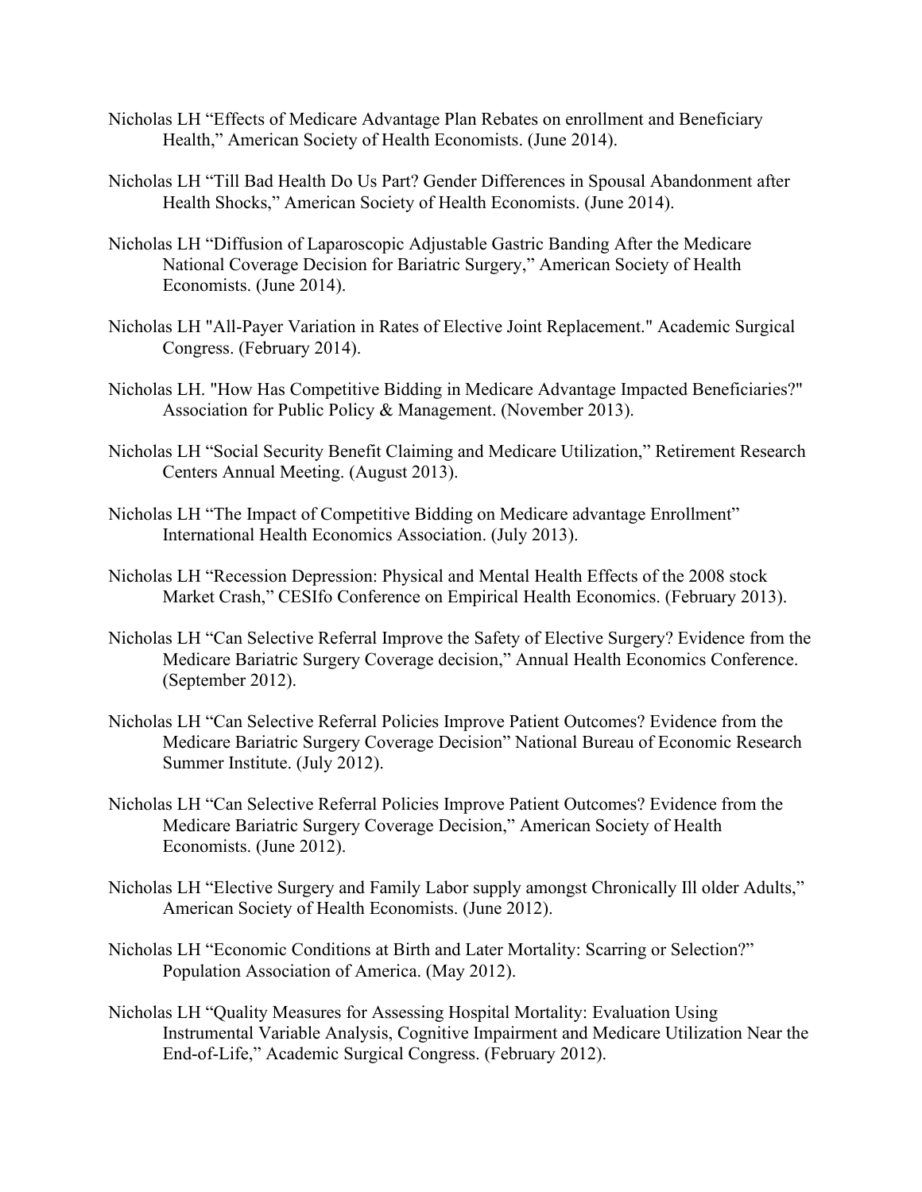Nicholas LH “Effects of Medicare Advantage Plan Rebates on enrollment and Beneficiary Health,” American Society of Health Economists. (June 2014).

Nicholas LH “Till Bad Health Do Us Part? Gender Differences in Spousal Abandonment after Health Shocks,” American Society of Health Economists. (June 2014).

Nicholas LH “Diffusion of Laparoscopic Adjustable Gastric Banding After the Medicare National Coverage Decision for Bariatric Surgery,” American Society of Health Economists. (June 2014).

Nicholas LH "All-Payer Variation in Rates of Elective Joint Replacement." Academic Surgical Congress. (February 2014).

Nicholas LH. "How Has Competitive Bidding in Medicare Advantage Impacted Beneficiaries?" Association for Public Policy & Management. (November 2013).

Nicholas LH “Social Security Benefit Claiming and Medicare Utilization,” Retirement Research Centers Annual Meeting. (August 2013).

Nicholas LH “The Impact of Competitive Bidding on Medicare advantage Enrollment” International Health Economics Association. (July 2013).

Nicholas LH “Recession Depression: Physical and Mental Health Effects of the 2008 stock Market Crash,” CESIfo Conference on Empirical Health Economics. (February 2013).

Nicholas LH “Can Selective Referral Improve the Safety of Elective Surgery? Evidence from the Medicare Bariatric Surgery Coverage decision,” Annual Health Economics Conference. (September 2012).

Nicholas LH “Can Selective Referral Policies Improve Patient Outcomes? Evidence from the Medicare Bariatric Surgery Coverage Decision” National Bureau of Economic Research Summer Institute. (July 2012).

Nicholas LH “Can Selective Referral Policies Improve Patient Outcomes? Evidence from the Medicare Bariatric Surgery Coverage Decision,” American Society of Health Economists. (June 2012).

Nicholas LH “Elective Surgery and Family Labor supply amongst Chronically Ill older Adults,” American Society of Health Economists. (June 2012).

Nicholas LH “Economic Conditions at Birth and Later Mortality: Scarring or Selection?” Population Association of America. (May 2012).

Nicholas LH “Quality Measures for Assessing Hospital Mortality: Evaluation Using Instrumental Variable Analysis, Cognitive Impairment and Medicare Utilization Near the End-of-Life,” Academic Surgical Congress. (February 2012).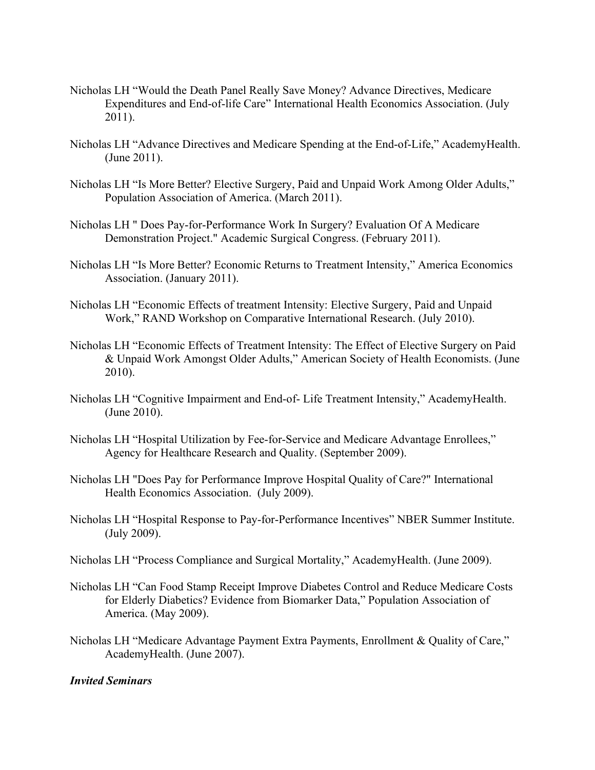Nicholas LH “Would the Death Panel Really Save Money? Advance Directives, Medicare Expenditures and End-of-life Care” International Health Economics Association. (July 2011).

Nicholas LH “Advance Directives and Medicare Spending at the End-of-Life,” AcademyHealth. (June 2011).

Nicholas LH “Is More Better? Elective Surgery, Paid and Unpaid Work Among Older Adults,” Population Association of America. (March 2011).

Nicholas LH " Does Pay-for-Performance Work In Surgery? Evaluation Of A Medicare Demonstration Project." Academic Surgical Congress. (February 2011).

Nicholas LH “Is More Better? Economic Returns to Treatment Intensity,” America Economics Association. (January 2011).

Nicholas LH “Economic Effects of treatment Intensity: Elective Surgery, Paid and Unpaid Work,” RAND Workshop on Comparative International Research. (July 2010).

Nicholas LH “Economic Effects of Treatment Intensity: The Effect of Elective Surgery on Paid & Unpaid Work Amongst Older Adults,” American Society of Health Economists. (June 2010).

Nicholas LH “Cognitive Impairment and End-of- Life Treatment Intensity,” AcademyHealth. (June 2010).

Nicholas LH “Hospital Utilization by Fee-for-Service and Medicare Advantage Enrollees,” Agency for Healthcare Research and Quality. (September 2009).

Nicholas LH "Does Pay for Performance Improve Hospital Quality of Care?" International Health Economics Association. (July 2009).

Nicholas LH “Hospital Response to Pay-for-Performance Incentives” NBER Summer Institute. (July 2009).

Nicholas LH “Process Compliance and Surgical Mortality,” AcademyHealth. (June 2009).

Nicholas LH “Can Food Stamp Receipt Improve Diabetes Control and Reduce Medicare Costs for Elderly Diabetics? Evidence from Biomarker Data,” Population Association of America. (May 2009).

Nicholas LH “Medicare Advantage Payment Extra Payments, Enrollment & Quality of Care,” AcademyHealth. (June 2007).

***Invited Seminars***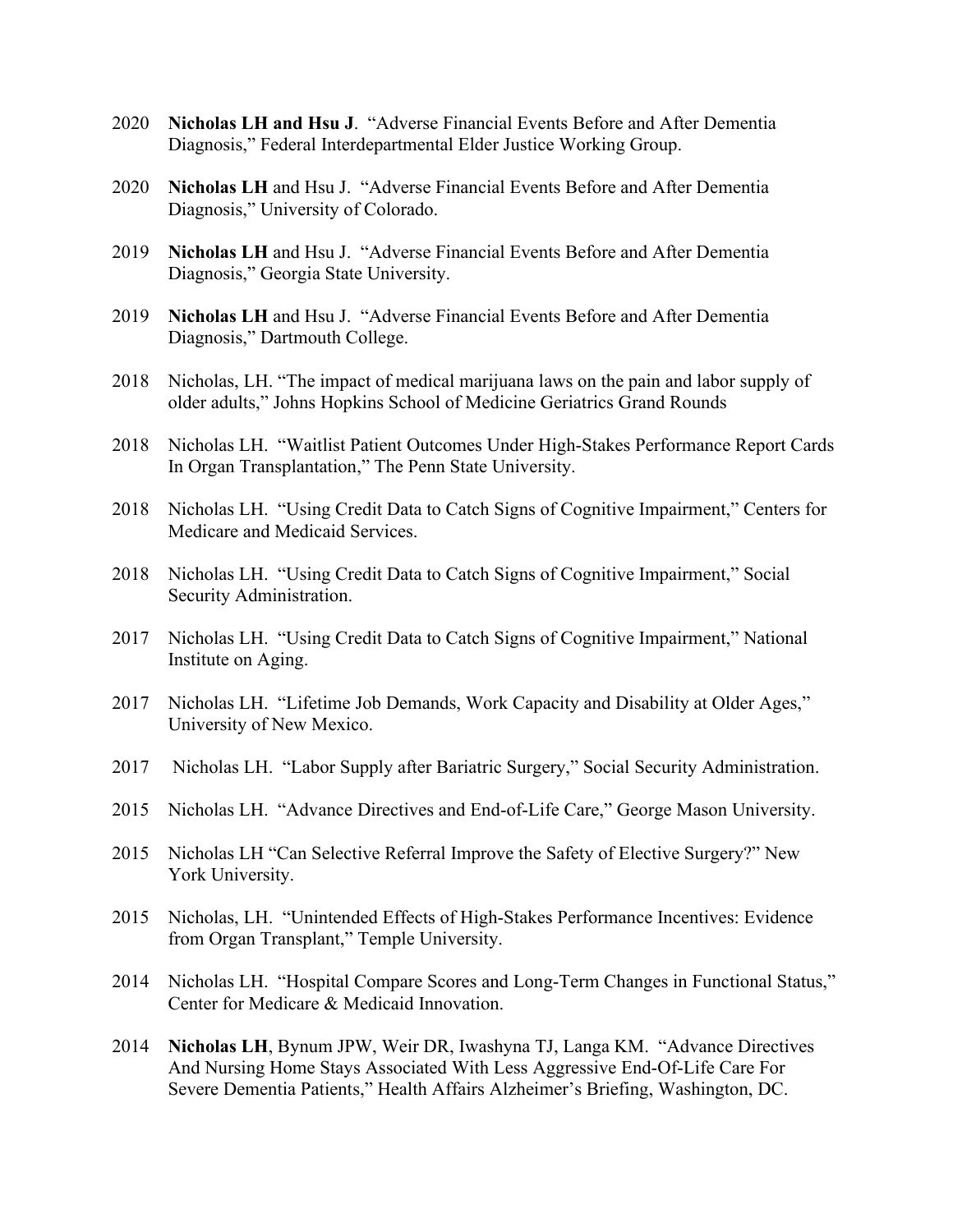2020 **Nicholas LH and Hsu J**. "Adverse Financial Events Before and After Dementia Diagnosis," Federal Interdepartmental Elder Justice Working Group.

2020 **Nicholas LH** and Hsu J. "Adverse Financial Events Before and After Dementia Diagnosis," University of Colorado.

2019 **Nicholas LH** and Hsu J. "Adverse Financial Events Before and After Dementia Diagnosis," Georgia State University.

2019 **Nicholas LH** and Hsu J. "Adverse Financial Events Before and After Dementia Diagnosis," Dartmouth College.

2018 Nicholas, LH. "The impact of medical marijuana laws on the pain and labor supply of older adults," Johns Hopkins School of Medicine Geriatrics Grand Rounds

2018 Nicholas LH. "Waitlist Patient Outcomes Under High-Stakes Performance Report Cards In Organ Transplantation," The Penn State University.

2018 Nicholas LH. "Using Credit Data to Catch Signs of Cognitive Impairment," Centers for Medicare and Medicaid Services.

2018 Nicholas LH. "Using Credit Data to Catch Signs of Cognitive Impairment," Social Security Administration.

2017 Nicholas LH. "Using Credit Data to Catch Signs of Cognitive Impairment," National Institute on Aging.

2017 Nicholas LH. "Lifetime Job Demands, Work Capacity and Disability at Older Ages," University of New Mexico.

2017 Nicholas LH. "Labor Supply after Bariatric Surgery," Social Security Administration.

2015 Nicholas LH. "Advance Directives and End-of-Life Care," George Mason University.

2015 Nicholas LH "Can Selective Referral Improve the Safety of Elective Surgery?" New York University.

2015 Nicholas, LH. "Unintended Effects of High-Stakes Performance Incentives: Evidence from Organ Transplant," Temple University.

2014 Nicholas LH. "Hospital Compare Scores and Long-Term Changes in Functional Status," Center for Medicare & Medicaid Innovation.

2014 **Nicholas LH**, Bynum JPW, Weir DR, Iwashyna TJ, Langa KM. "Advance Directives And Nursing Home Stays Associated With Less Aggressive End-Of-Life Care For Severe Dementia Patients," Health Affairs Alzheimer's Briefing, Washington, DC.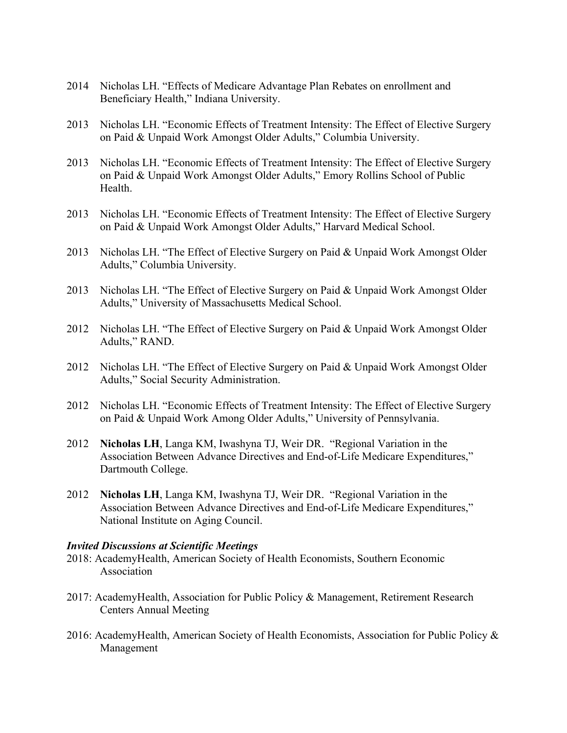2014 Nicholas LH. "Effects of Medicare Advantage Plan Rebates on enrollment and Beneficiary Health," Indiana University.

2013 Nicholas LH. "Economic Effects of Treatment Intensity: The Effect of Elective Surgery on Paid & Unpaid Work Amongst Older Adults," Columbia University.

2013 Nicholas LH. "Economic Effects of Treatment Intensity: The Effect of Elective Surgery on Paid & Unpaid Work Amongst Older Adults," Emory Rollins School of Public Health.

2013 Nicholas LH. "Economic Effects of Treatment Intensity: The Effect of Elective Surgery on Paid & Unpaid Work Amongst Older Adults," Harvard Medical School.

2013 Nicholas LH. "The Effect of Elective Surgery on Paid & Unpaid Work Amongst Older Adults," Columbia University.

2013 Nicholas LH. "The Effect of Elective Surgery on Paid & Unpaid Work Amongst Older Adults," University of Massachusetts Medical School.

2012 Nicholas LH. "The Effect of Elective Surgery on Paid & Unpaid Work Amongst Older Adults," RAND.

2012 Nicholas LH. "The Effect of Elective Surgery on Paid & Unpaid Work Amongst Older Adults," Social Security Administration.

2012 Nicholas LH. "Economic Effects of Treatment Intensity: The Effect of Elective Surgery on Paid & Unpaid Work Among Older Adults," University of Pennsylvania.

2012 **Nicholas LH**, Langa KM, Iwashyna TJ, Weir DR. "Regional Variation in the Association Between Advance Directives and End-of-Life Medicare Expenditures," Dartmouth College.

2012 **Nicholas LH**, Langa KM, Iwashyna TJ, Weir DR. "Regional Variation in the Association Between Advance Directives and End-of-Life Medicare Expenditures," National Institute on Aging Council.

### ***Invited Discussions at Scientific Meetings***

2018: AcademyHealth, American Society of Health Economists, Southern Economic Association

2017: AcademyHealth, Association for Public Policy & Management, Retirement Research Centers Annual Meeting

2016: AcademyHealth, American Society of Health Economists, Association for Public Policy & Management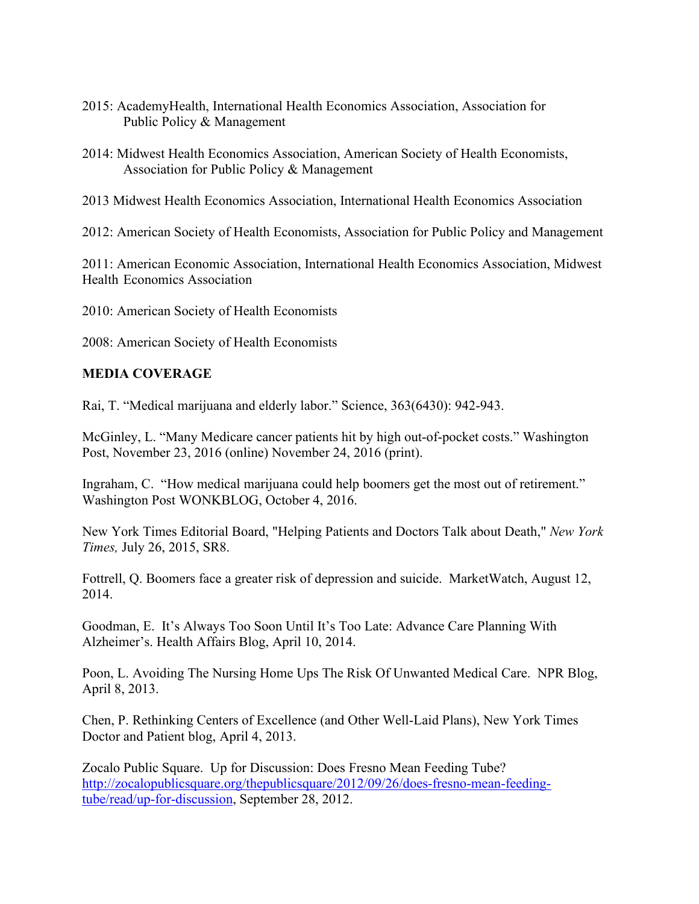2015: AcademyHealth, International Health Economics Association, Association for Public Policy & Management

2014: Midwest Health Economics Association, American Society of Health Economists, Association for Public Policy & Management

2013 Midwest Health Economics Association, International Health Economics Association

2012: American Society of Health Economists, Association for Public Policy and Management

2011: American Economic Association, International Health Economics Association, Midwest Health Economics Association

2010: American Society of Health Economists

2008: American Society of Health Economists

**MEDIA COVERAGE**

Rai, T. "Medical marijuana and elderly labor." Science, 363(6430): 942-943.

McGinley, L. "Many Medicare cancer patients hit by high out-of-pocket costs." Washington Post, November 23, 2016 (online) November 24, 2016 (print).

Ingraham, C. "How medical marijuana could help boomers get the most out of retirement." Washington Post WONKBLOG, October 4, 2016.

New York Times Editorial Board, "Helping Patients and Doctors Talk about Death," *New York Times,* July 26, 2015, SR8.

Fottrell, Q. Boomers face a greater risk of depression and suicide. MarketWatch, August 12, 2014.

Goodman, E. It's Always Too Soon Until It's Too Late: Advance Care Planning With Alzheimer's. Health Affairs Blog, April 10, 2014.

Poon, L. Avoiding The Nursing Home Ups The Risk Of Unwanted Medical Care. NPR Blog, April 8, 2013.

Chen, P. Rethinking Centers of Excellence (and Other Well-Laid Plans), New York Times Doctor and Patient blog, April 4, 2013.

Zocalo Public Square. Up for Discussion: Does Fresno Mean Feeding Tube? [http://zocalopublicsquare.org/thepublicsquare/2012/09/26/does-fresno-mean-feeding-tube/read/up-for-discussion](http://zocalopublicsquare.org/thepublicsquare/2012/09/26/does-fresno-mean-feeding-tube/read/up-for-discussion), September 28, 2012.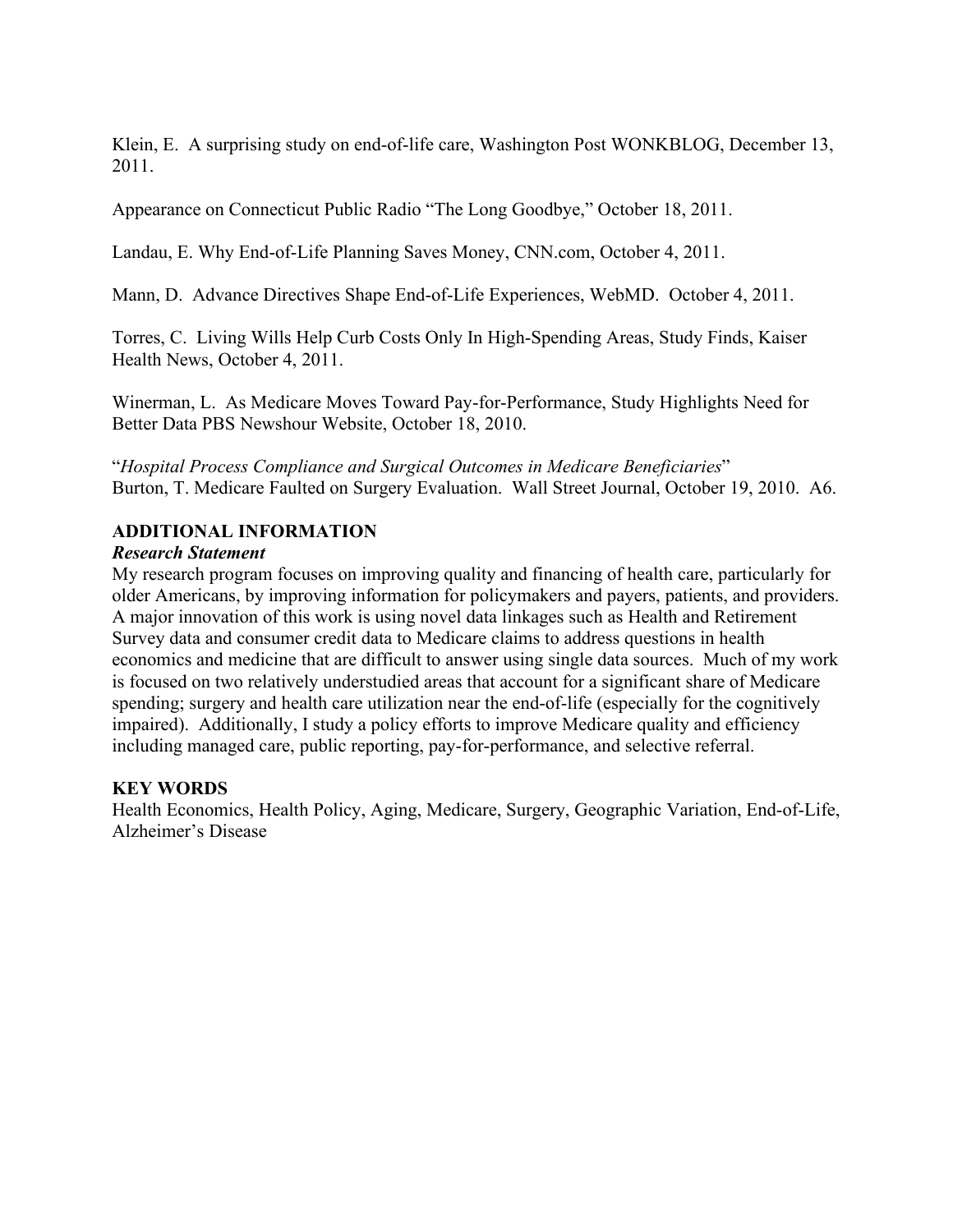Klein, E. A surprising study on end-of-life care, Washington Post WONKBLOG, December 13, 2011.

Appearance on Connecticut Public Radio "The Long Goodbye," October 18, 2011.

Landau, E. Why End-of-Life Planning Saves Money, CNN.com, October 4, 2011.

Mann, D. Advance Directives Shape End-of-Life Experiences, WebMD. October 4, 2011.

Torres, C. Living Wills Help Curb Costs Only In High-Spending Areas, Study Finds, Kaiser Health News, October 4, 2011.

Winerman, L. As Medicare Moves Toward Pay-for-Performance, Study Highlights Need for Better Data PBS Newshour Website, October 18, 2010.

"*Hospital Process Compliance and Surgical Outcomes in Medicare Beneficiaries*"
Burton, T. Medicare Faulted on Surgery Evaluation. Wall Street Journal, October 19, 2010. A6.

## ADDITIONAL INFORMATION

***Research Statement***

My research program focuses on improving quality and financing of health care, particularly for older Americans, by improving information for policymakers and payers, patients, and providers. A major innovation of this work is using novel data linkages such as Health and Retirement Survey data and consumer credit data to Medicare claims to address questions in health economics and medicine that are difficult to answer using single data sources. Much of my work is focused on two relatively understudied areas that account for a significant share of Medicare spending; surgery and health care utilization near the end-of-life (especially for the cognitively impaired). Additionally, I study a policy efforts to improve Medicare quality and efficiency including managed care, public reporting, pay-for-performance, and selective referral.

## KEY WORDS

Health Economics, Health Policy, Aging, Medicare, Surgery, Geographic Variation, End-of-Life, Alzheimer's Disease